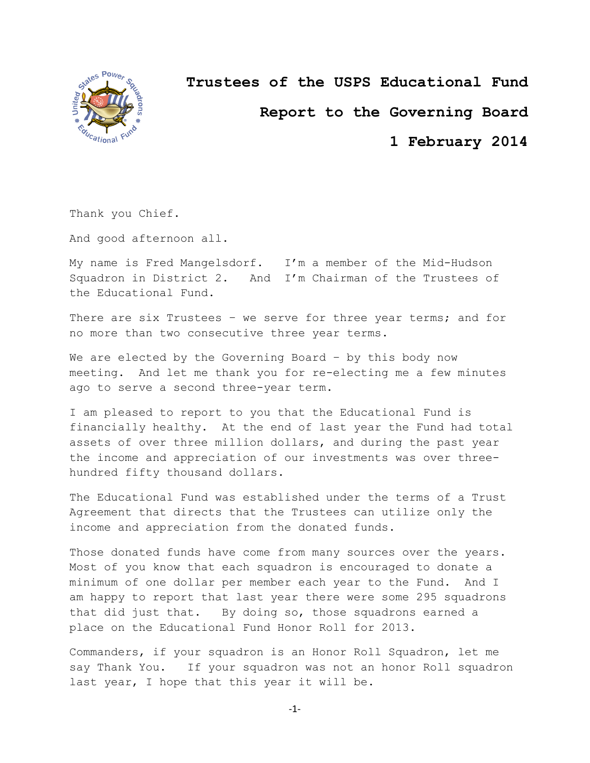# Trustees of the USPS Educational Fund

## Report to the Governing Board

## 1 February 2014

Thank you Chief.

And good afternoon all.

My name is Fred Mangelsdorf. I'm a member of the Mid-Hudson Squadron in District 2. And I'm Chairman of the Trustees of the Educational Fund.

There are six Trustees – we serve for three year terms; and for no more than two consecutive three year terms.

We are elected by the Governing Board – by this body now meeting. And let me thank you for re-electing me a few minutes ago to serve a second three-year term.

I am pleased to report to you that the Educational Fund is financially healthy. At the end of last year the Fund had total assets of over three million dollars, and during the past year the income and appreciation of our investments was over three-hundred fifty thousand dollars.

The Educational Fund was established under the terms of a Trust Agreement that directs that the Trustees can utilize only the income and appreciation from the donated funds.

Those donated funds have come from many sources over the years. Most of you know that each squadron is encouraged to donate a minimum of one dollar per member each year to the Fund. And I am happy to report that last year there were some 295 squadrons that did just that. By doing so, those squadrons earned a place on the Educational Fund Honor Roll for 2013.

Commanders, if your squadron is an Honor Roll Squadron, let me say Thank You. If your squadron was not an honor Roll squadron last year, I hope that this year it will be.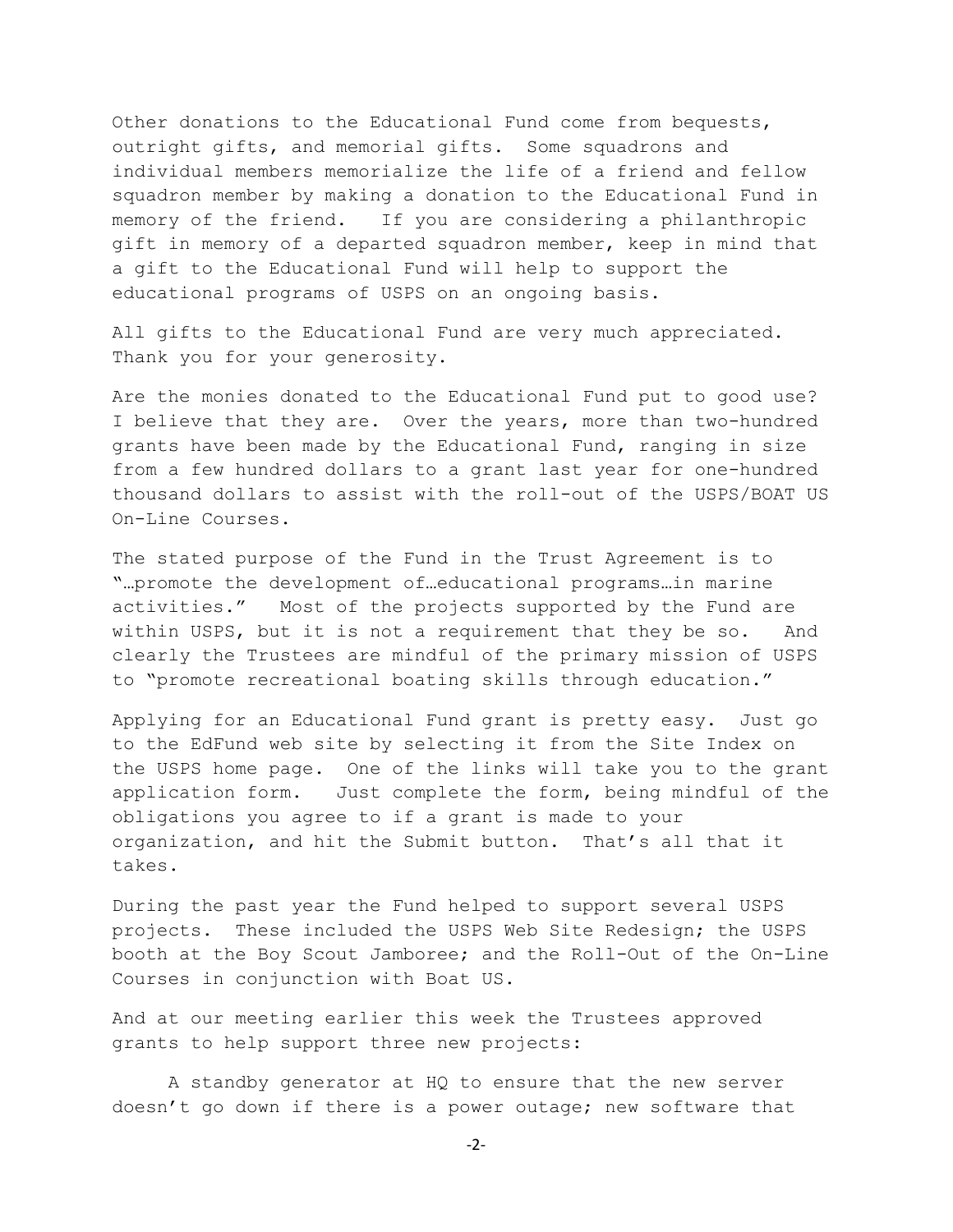Other donations to the Educational Fund come from bequests, outright gifts, and memorial gifts. Some squadrons and individual members memorialize the life of a friend and fellow squadron member by making a donation to the Educational Fund in memory of the friend. If you are considering a philanthropic gift in memory of a departed squadron member, keep in mind that a gift to the Educational Fund will help to support the educational programs of USPS on an ongoing basis.

All gifts to the Educational Fund are very much appreciated. Thank you for your generosity.

Are the monies donated to the Educational Fund put to good use? I believe that they are. Over the years, more than two-hundred grants have been made by the Educational Fund, ranging in size from a few hundred dollars to a grant last year for one-hundred thousand dollars to assist with the roll-out of the USPS/BOAT US On-Line Courses.

The stated purpose of the Fund in the Trust Agreement is to "…promote the development of…educational programs…in marine activities." Most of the projects supported by the Fund are within USPS, but it is not a requirement that they be so. And clearly the Trustees are mindful of the primary mission of USPS to "promote recreational boating skills through education."

Applying for an Educational Fund grant is pretty easy. Just go to the EdFund web site by selecting it from the Site Index on the USPS home page. One of the links will take you to the grant application form. Just complete the form, being mindful of the obligations you agree to if a grant is made to your organization, and hit the Submit button. That's all that it takes.

During the past year the Fund helped to support several USPS projects. These included the USPS Web Site Redesign; the USPS booth at the Boy Scout Jamboree; and the Roll-Out of the On-Line Courses in conjunction with Boat US.

And at our meeting earlier this week the Trustees approved grants to help support three new projects:

A standby generator at HQ to ensure that the new server doesn't go down if there is a power outage; new software that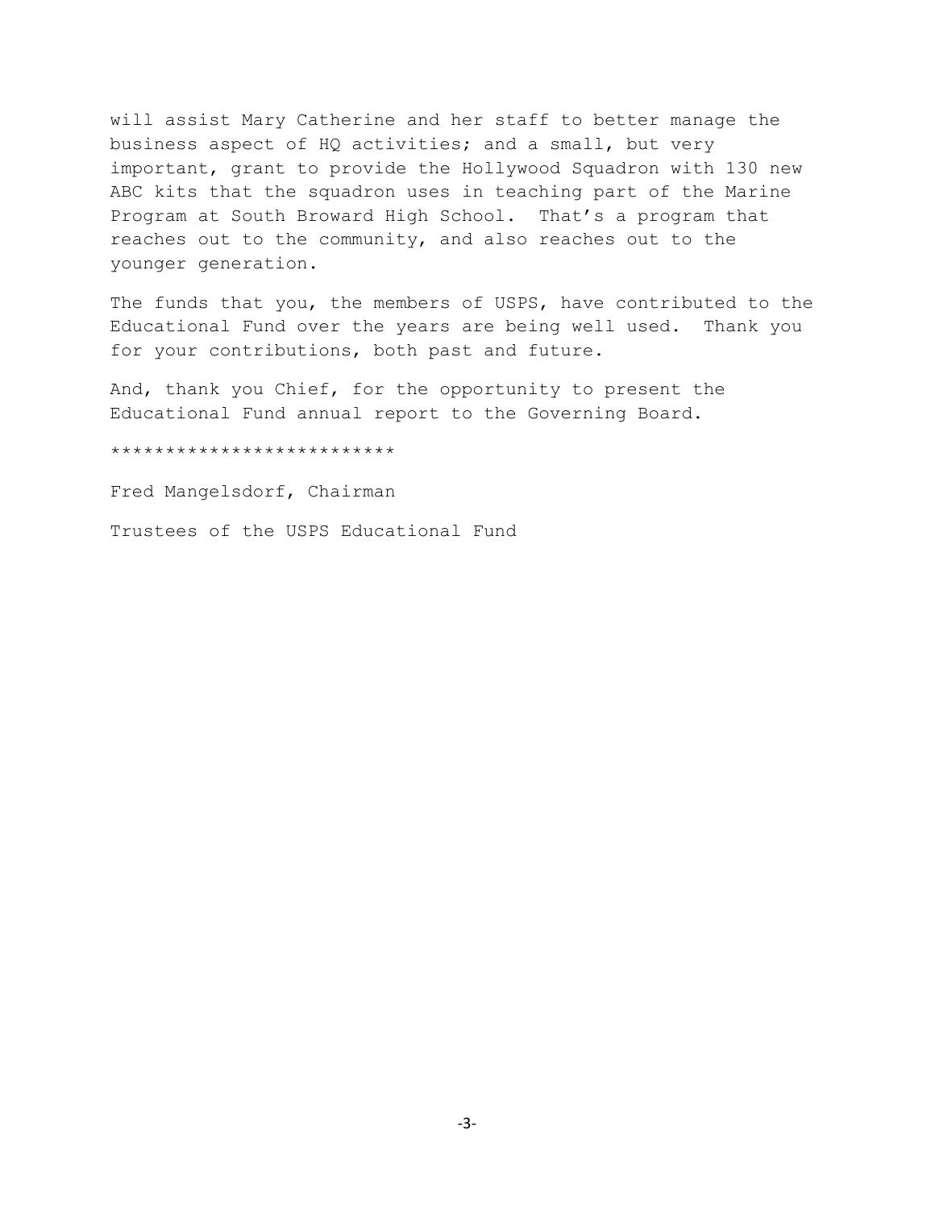will assist Mary Catherine and her staff to better manage the business aspect of HQ activities; and a small, but very important, grant to provide the Hollywood Squadron with 130 new ABC kits that the squadron uses in teaching part of the Marine Program at South Broward High School. That's a program that reaches out to the community, and also reaches out to the younger generation.

The funds that you, the members of USPS, have contributed to the Educational Fund over the years are being well used. Thank you for your contributions, both past and future.

And, thank you Chief, for the opportunity to present the Educational Fund annual report to the Governing Board.

**************************

Fred Mangelsdorf, Chairman

Trustees of the USPS Educational Fund